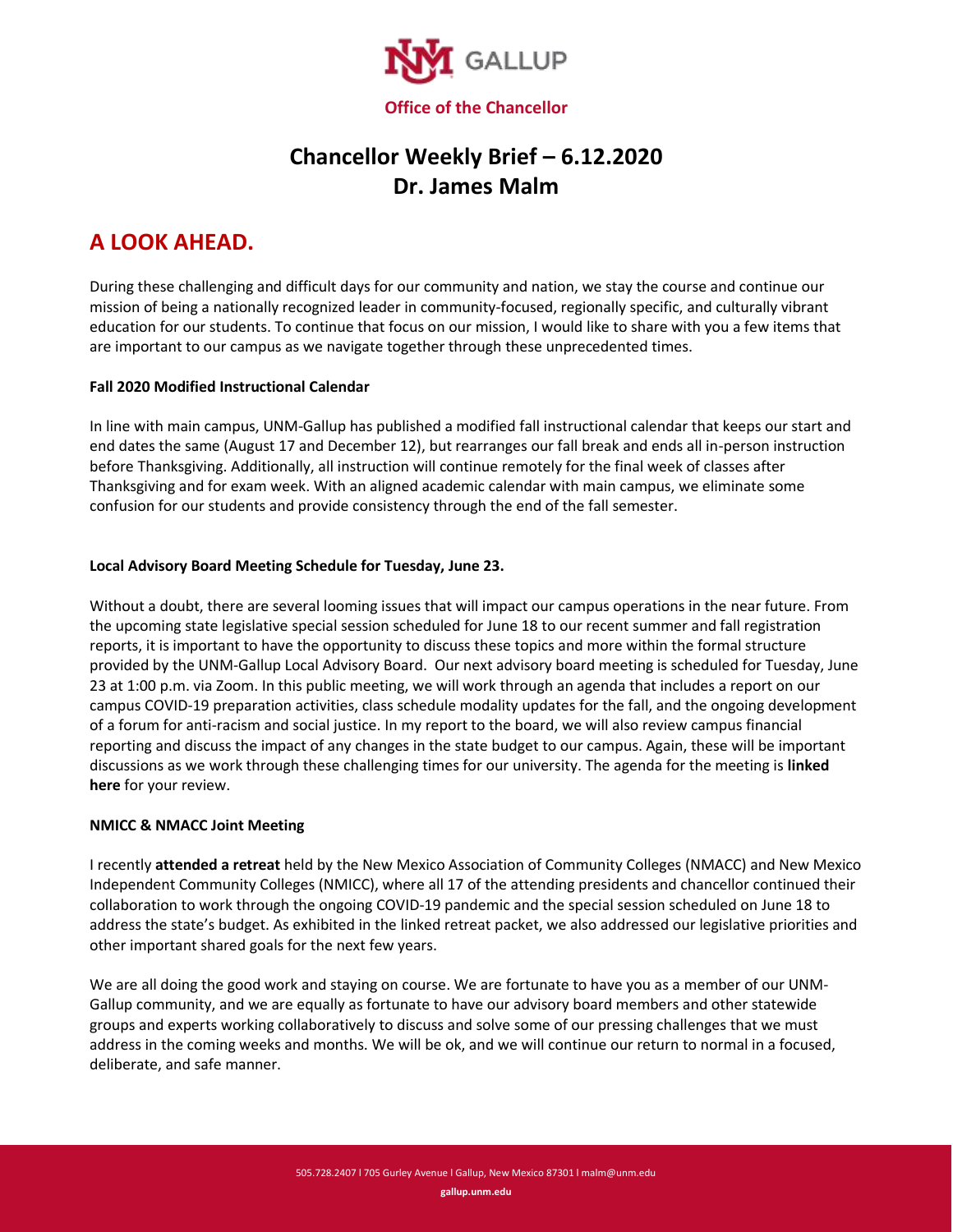NM GALLUP

**Office of the Chancellor**

# Chancellor Weekly Brief – 6.12.2020
# Dr. James Malm

## A LOOK AHEAD.

During these challenging and difficult days for our community and nation, we stay the course and continue our mission of being a nationally recognized leader in community-focused, regionally specific, and culturally vibrant education for our students. To continue that focus on our mission, I would like to share with you a few items that are important to our campus as we navigate together through these unprecedented times.

**Fall 2020 Modified Instructional Calendar**

In line with main campus, UNM-Gallup has published a modified fall instructional calendar that keeps our start and end dates the same (August 17 and December 12), but rearranges our fall break and ends all in-person instruction before Thanksgiving. Additionally, all instruction will continue remotely for the final week of classes after Thanksgiving and for exam week. With an aligned academic calendar with main campus, we eliminate some confusion for our students and provide consistency through the end of the fall semester.

**Local Advisory Board Meeting Schedule for Tuesday, June 23.**

Without a doubt, there are several looming issues that will impact our campus operations in the near future. From the upcoming state legislative special session scheduled for June 18 to our recent summer and fall registration reports, it is important to have the opportunity to discuss these topics and more within the formal structure provided by the UNM-Gallup Local Advisory Board. Our next advisory board meeting is scheduled for Tuesday, June 23 at 1:00 p.m. via Zoom. In this public meeting, we will work through an agenda that includes a report on our campus COVID-19 preparation activities, class schedule modality updates for the fall, and the ongoing development of a forum for anti-racism and social justice. In my report to the board, we will also review campus financial reporting and discuss the impact of any changes in the state budget to our campus. Again, these will be important discussions as we work through these challenging times for our university. The agenda for the meeting is **linked here** for your review.

**NMICC & NMACC Joint Meeting**

I recently **attended a retreat** held by the New Mexico Association of Community Colleges (NMACC) and New Mexico Independent Community Colleges (NMICC), where all 17 of the attending presidents and chancellor continued their collaboration to work through the ongoing COVID-19 pandemic and the special session scheduled on June 18 to address the state's budget. As exhibited in the linked retreat packet, we also addressed our legislative priorities and other important shared goals for the next few years.

We are all doing the good work and staying on course. We are fortunate to have you as a member of our UNM-Gallup community, and we are equally as fortunate to have our advisory board members and other statewide groups and experts working collaboratively to discuss and solve some of our pressing challenges that we must address in the coming weeks and months. We will be ok, and we will continue our return to normal in a focused, deliberate, and safe manner.

505.728.2407 l 705 Gurley Avenue l Gallup, New Mexico 87301 l malm@unm.edu

gallup.unm.edu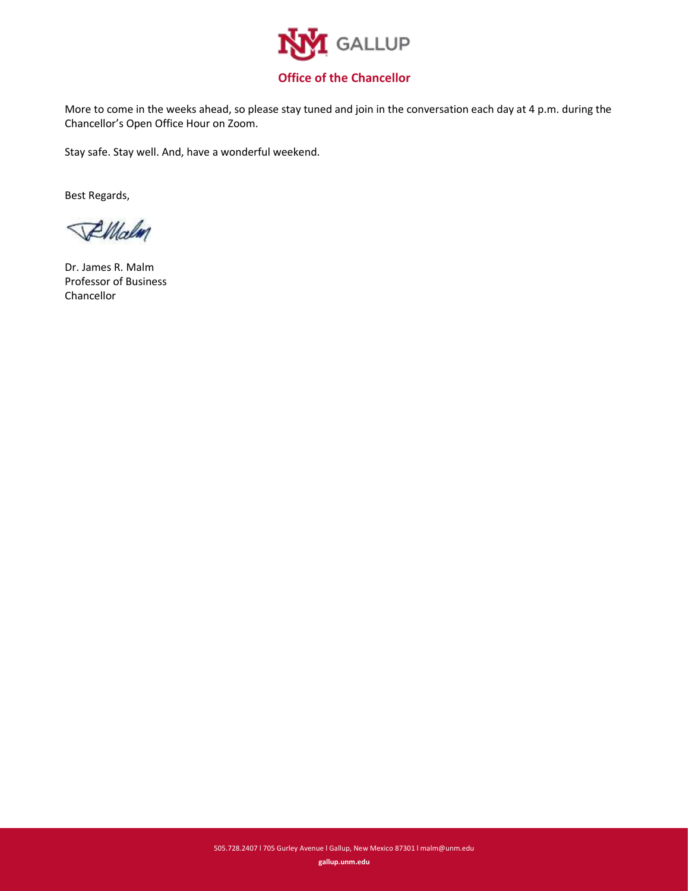More to come in the weeks ahead, so please stay tuned and join in the conversation each day at 4 p.m. during the Chancellor's Open Office Hour on Zoom.

Stay safe. Stay well. And, have a wonderful weekend.

Best Regards,

Dr. James R. Malm
Professor of Business
Chancellor